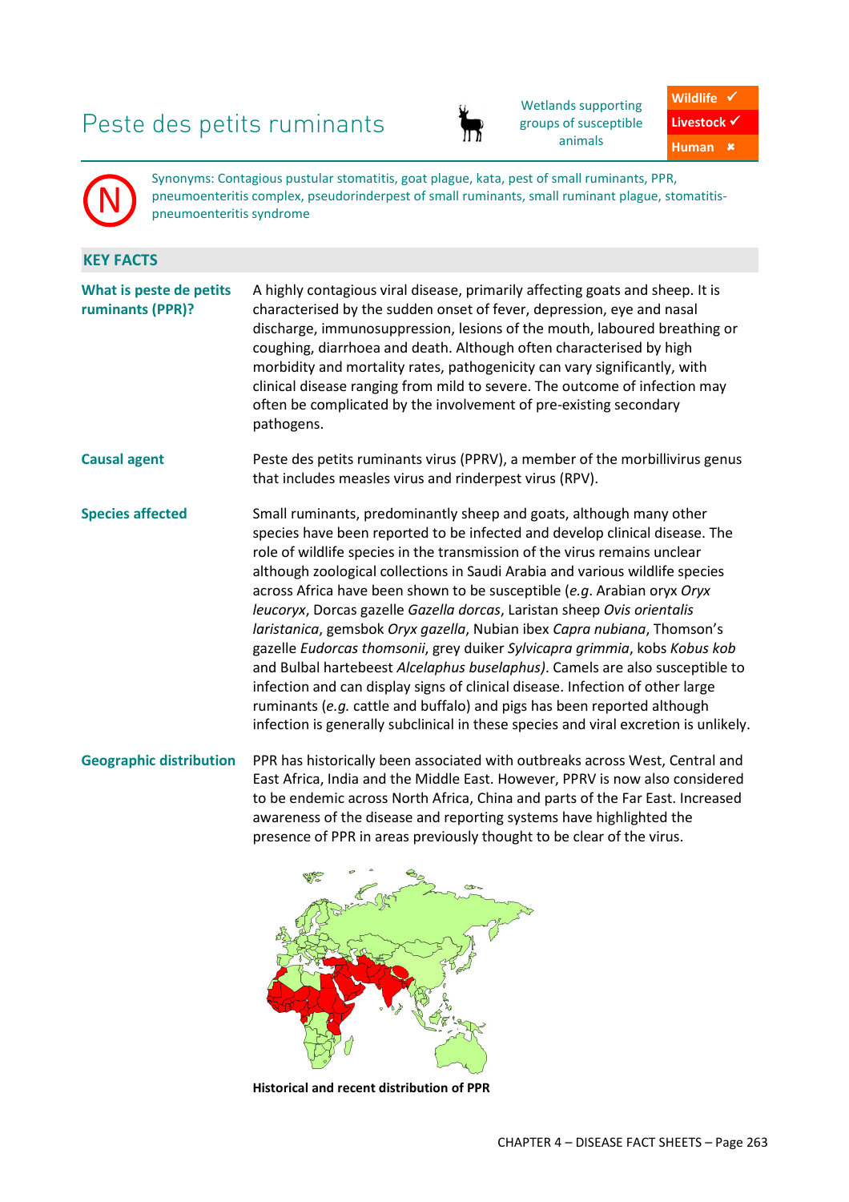# Peste des petits ruminants

Wetlands supporting groups of susceptible animals

Wildlife ✓
Livestock ✓
Human ✖

Synonyms: Contagious pustular stomatitis, goat plague, kata, pest of small ruminants, PPR, pneumoenteritis complex, pseudorinderpest of small ruminants, small ruminant plague, stomatitis-pneumoenteritis syndrome

## KEY FACTS

**What is peste de petits ruminants (PPR)?**

A highly contagious viral disease, primarily affecting goats and sheep. It is characterised by the sudden onset of fever, depression, eye and nasal discharge, immunosuppression, lesions of the mouth, laboured breathing or coughing, diarrhoea and death. Although often characterised by high morbidity and mortality rates, pathogenicity can vary significantly, with clinical disease ranging from mild to severe. The outcome of infection may often be complicated by the involvement of pre-existing secondary pathogens.

**Causal agent**

Peste des petits ruminants virus (PPRV), a member of the morbillivirus genus that includes measles virus and rinderpest virus (RPV).

**Species affected**

Small ruminants, predominantly sheep and goats, although many other species have been reported to be infected and develop clinical disease. The role of wildlife species in the transmission of the virus remains unclear although zoological collections in Saudi Arabia and various wildlife species across Africa have been shown to be susceptible (*e.g*. Arabian oryx *Oryx leucoryx*, Dorcas gazelle *Gazella dorcas*, Laristan sheep *Ovis orientalis laristanica*, gemsbok *Oryx gazella*, Nubian ibex *Capra nubiana*, Thomson's gazelle *Eudorcas thomsonii*, grey duiker *Sylvicapra grimmia*, kobs *Kobus kob* and Bulbal hartebeest *Alcelaphus buselaphus)*. Camels are also susceptible to infection and can display signs of clinical disease. Infection of other large ruminants (*e.g.* cattle and buffalo) and pigs has been reported although infection is generally subclinical in these species and viral excretion is unlikely.

**Geographic distribution**

PPR has historically been associated with outbreaks across West, Central and East Africa, India and the Middle East. However, PPRV is now also considered to be endemic across North Africa, China and parts of the Far East. Increased awareness of the disease and reporting systems have highlighted the presence of PPR in areas previously thought to be clear of the virus.

**Historical and recent distribution of PPR**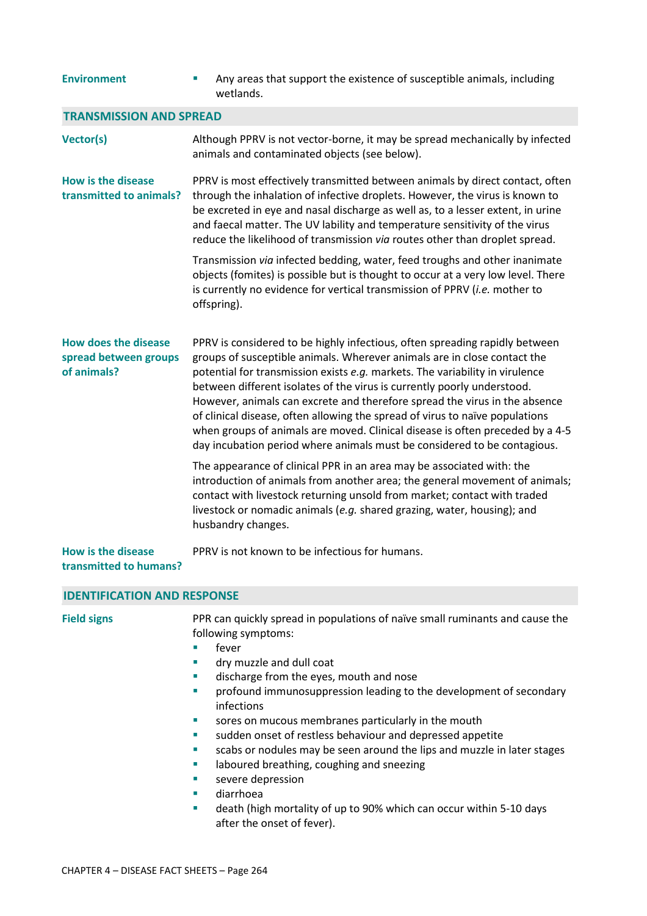**Environment**

- Any areas that support the existence of susceptible animals, including wetlands.

## TRANSMISSION AND SPREAD

**Vector(s)**

Although PPRV is not vector-borne, it may be spread mechanically by infected animals and contaminated objects (see below).

**How is the disease transmitted to animals?**

PPRV is most effectively transmitted between animals by direct contact, often through the inhalation of infective droplets. However, the virus is known to be excreted in eye and nasal discharge as well as, to a lesser extent, in urine and faecal matter. The UV lability and temperature sensitivity of the virus reduce the likelihood of transmission *via* routes other than droplet spread.

Transmission *via* infected bedding, water, feed troughs and other inanimate objects (fomites) is possible but is thought to occur at a very low level. There is currently no evidence for vertical transmission of PPRV (*i.e.* mother to offspring).

**How does the disease spread between groups of animals?**

PPRV is considered to be highly infectious, often spreading rapidly between groups of susceptible animals. Wherever animals are in close contact the potential for transmission exists *e.g.* markets. The variability in virulence between different isolates of the virus is currently poorly understood. However, animals can excrete and therefore spread the virus in the absence of clinical disease, often allowing the spread of virus to naïve populations when groups of animals are moved. Clinical disease is often preceded by a 4-5 day incubation period where animals must be considered to be contagious.

The appearance of clinical PPR in an area may be associated with: the introduction of animals from another area; the general movement of animals; contact with livestock returning unsold from market; contact with traded livestock or nomadic animals (*e.g.* shared grazing, water, housing); and husbandry changes.

**How is the disease transmitted to humans?**

PPRV is not known to be infectious for humans.

## IDENTIFICATION AND RESPONSE

**Field signs**

PPR can quickly spread in populations of naïve small ruminants and cause the following symptoms:

- fever
- dry muzzle and dull coat
- discharge from the eyes, mouth and nose
- profound immunosuppression leading to the development of secondary infections
- sores on mucous membranes particularly in the mouth
- sudden onset of restless behaviour and depressed appetite
- scabs or nodules may be seen around the lips and muzzle in later stages
- laboured breathing, coughing and sneezing
- severe depression
- diarrhoea
- death (high mortality of up to 90% which can occur within 5-10 days after the onset of fever).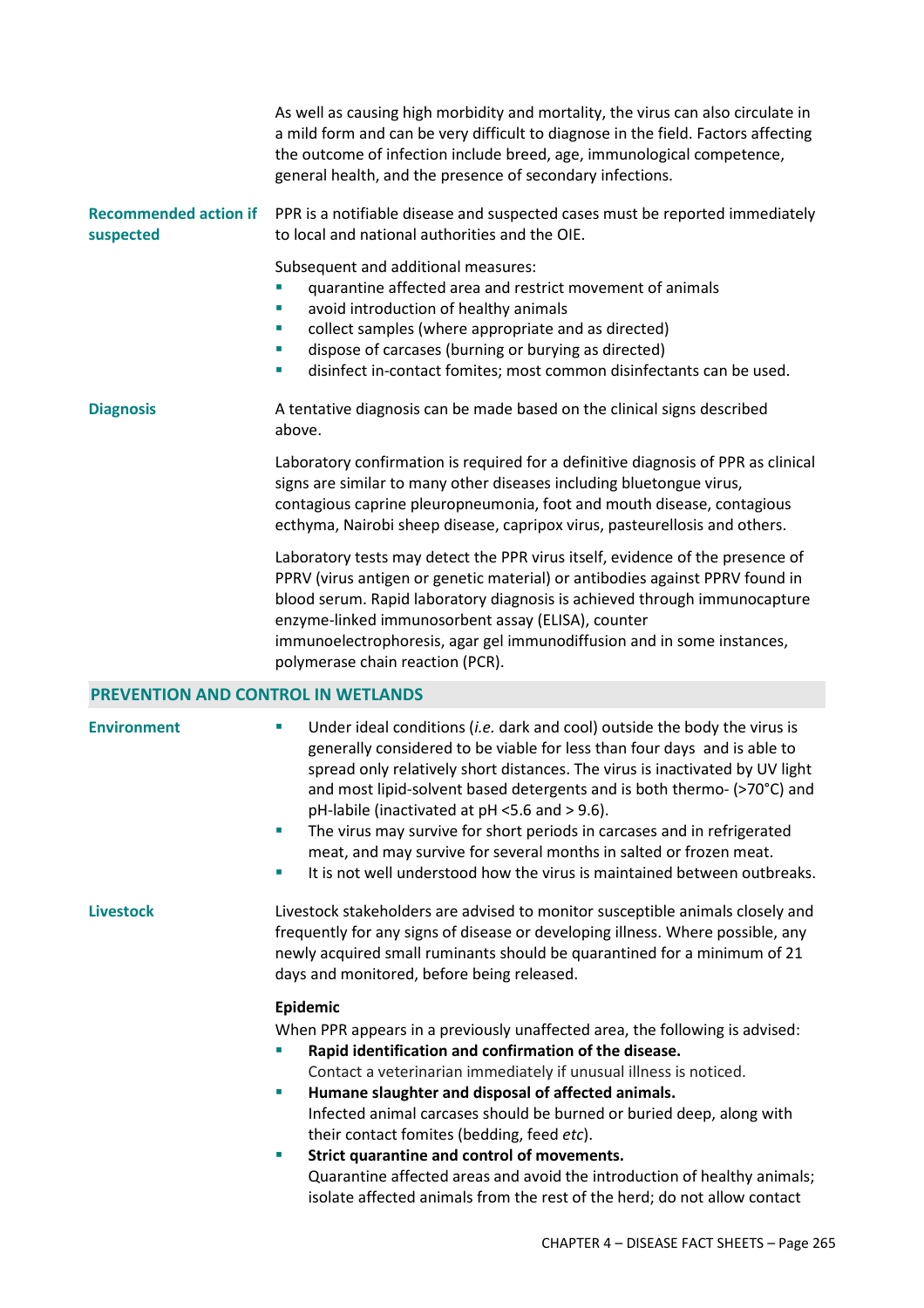As well as causing high morbidity and mortality, the virus can also circulate in a mild form and can be very difficult to diagnose in the field. Factors affecting the outcome of infection include breed, age, immunological competence, general health, and the presence of secondary infections.

**Recommended action if suspected**

PPR is a notifiable disease and suspected cases must be reported immediately to local and national authorities and the OIE.

Subsequent and additional measures:

- quarantine affected area and restrict movement of animals
- avoid introduction of healthy animals
- collect samples (where appropriate and as directed)
- dispose of carcases (burning or burying as directed)
- disinfect in-contact fomites; most common disinfectants can be used.

**Diagnosis**

A tentative diagnosis can be made based on the clinical signs described above.

Laboratory confirmation is required for a definitive diagnosis of PPR as clinical signs are similar to many other diseases including bluetongue virus, contagious caprine pleuropneumonia, foot and mouth disease, contagious ecthyma, Nairobi sheep disease, capripox virus, pasteurellosis and others.

Laboratory tests may detect the PPR virus itself, evidence of the presence of PPRV (virus antigen or genetic material) or antibodies against PPRV found in blood serum. Rapid laboratory diagnosis is achieved through immunocapture enzyme-linked immunosorbent assay (ELISA), counter immunoelectrophoresis, agar gel immunodiffusion and in some instances, polymerase chain reaction (PCR).

## PREVENTION AND CONTROL IN WETLANDS

**Environment**

- Under ideal conditions (*i.e.* dark and cool) outside the body the virus is generally considered to be viable for less than four days and is able to spread only relatively short distances. The virus is inactivated by UV light and most lipid-solvent based detergents and is both thermo- (>70°C) and pH-labile (inactivated at pH <5.6 and > 9.6).
- The virus may survive for short periods in carcases and in refrigerated meat, and may survive for several months in salted or frozen meat.
- It is not well understood how the virus is maintained between outbreaks.

**Livestock**

Livestock stakeholders are advised to monitor susceptible animals closely and frequently for any signs of disease or developing illness. Where possible, any newly acquired small ruminants should be quarantined for a minimum of 21 days and monitored, before being released.

**Epidemic**

When PPR appears in a previously unaffected area, the following is advised:

- **Rapid identification and confirmation of the disease.**
  Contact a veterinarian immediately if unusual illness is noticed.
- **Humane slaughter and disposal of affected animals.**
  Infected animal carcases should be burned or buried deep, along with their contact fomites (bedding, feed *etc*).
- **Strict quarantine and control of movements.**
  Quarantine affected areas and avoid the introduction of healthy animals; isolate affected animals from the rest of the herd; do not allow contact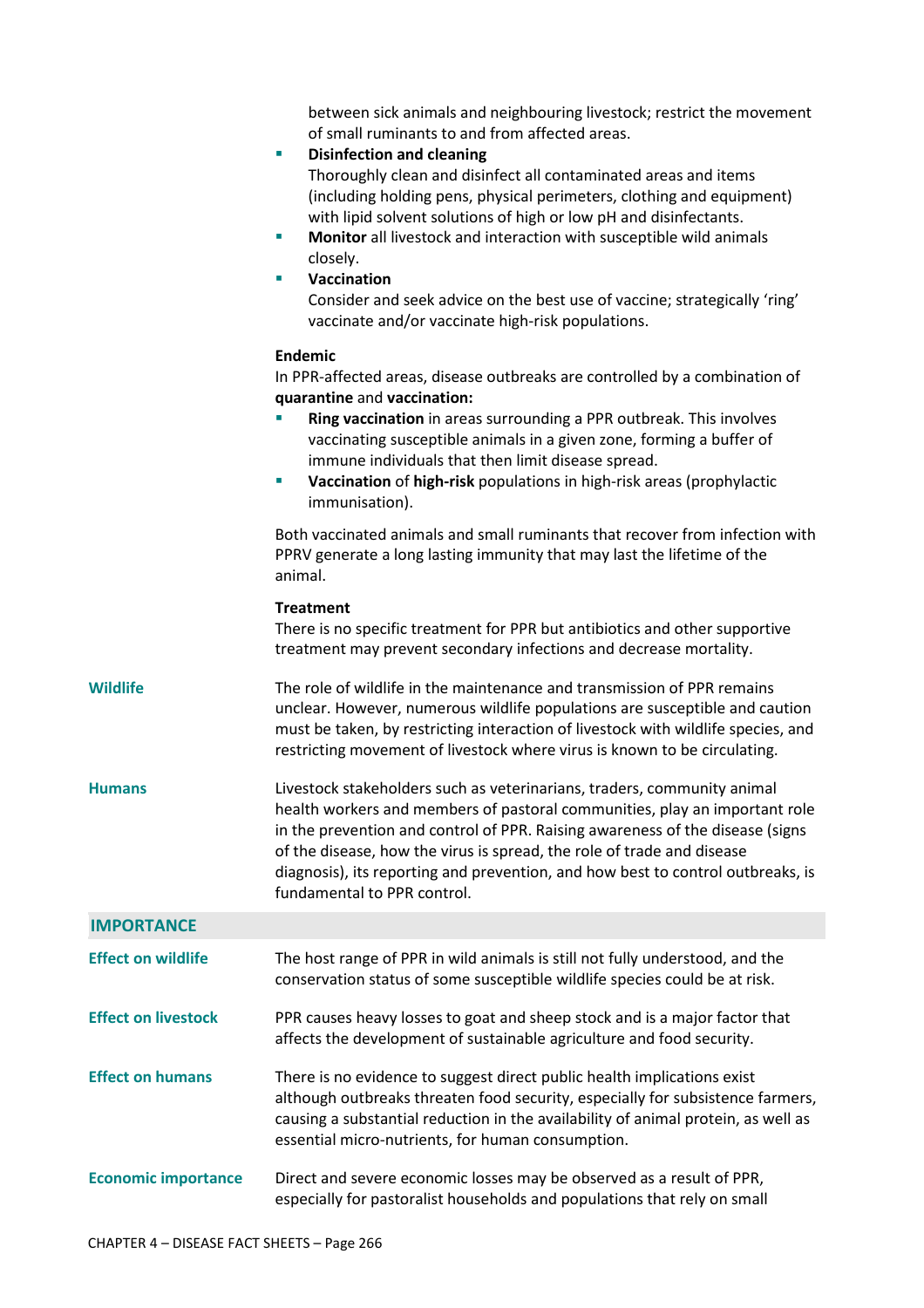between sick animals and neighbouring livestock; restrict the movement of small ruminants to and from affected areas.

- **Disinfection and cleaning**
  Thoroughly clean and disinfect all contaminated areas and items (including holding pens, physical perimeters, clothing and equipment) with lipid solvent solutions of high or low pH and disinfectants.
- **Monitor** all livestock and interaction with susceptible wild animals closely.
- **Vaccination**
  Consider and seek advice on the best use of vaccine; strategically 'ring' vaccinate and/or vaccinate high-risk populations.

**Endemic**

In PPR-affected areas, disease outbreaks are controlled by a combination of **quarantine** and **vaccination:**

- **Ring vaccination** in areas surrounding a PPR outbreak. This involves vaccinating susceptible animals in a given zone, forming a buffer of immune individuals that then limit disease spread.
- **Vaccination** of **high-risk** populations in high-risk areas (prophylactic immunisation).

Both vaccinated animals and small ruminants that recover from infection with PPRV generate a long lasting immunity that may last the lifetime of the animal.

**Treatment**

There is no specific treatment for PPR but antibiotics and other supportive treatment may prevent secondary infections and decrease mortality.

**Wildlife**

The role of wildlife in the maintenance and transmission of PPR remains unclear. However, numerous wildlife populations are susceptible and caution must be taken, by restricting interaction of livestock with wildlife species, and restricting movement of livestock where virus is known to be circulating.

**Humans**

Livestock stakeholders such as veterinarians, traders, community animal health workers and members of pastoral communities, play an important role in the prevention and control of PPR. Raising awareness of the disease (signs of the disease, how the virus is spread, the role of trade and disease diagnosis), its reporting and prevention, and how best to control outbreaks, is fundamental to PPR control.

## IMPORTANCE

**Effect on wildlife**

The host range of PPR in wild animals is still not fully understood, and the conservation status of some susceptible wildlife species could be at risk.

**Effect on livestock**

PPR causes heavy losses to goat and sheep stock and is a major factor that affects the development of sustainable agriculture and food security.

**Effect on humans**

There is no evidence to suggest direct public health implications exist although outbreaks threaten food security, especially for subsistence farmers, causing a substantial reduction in the availability of animal protein, as well as essential micro-nutrients, for human consumption.

**Economic importance**

Direct and severe economic losses may be observed as a result of PPR, especially for pastoralist households and populations that rely on small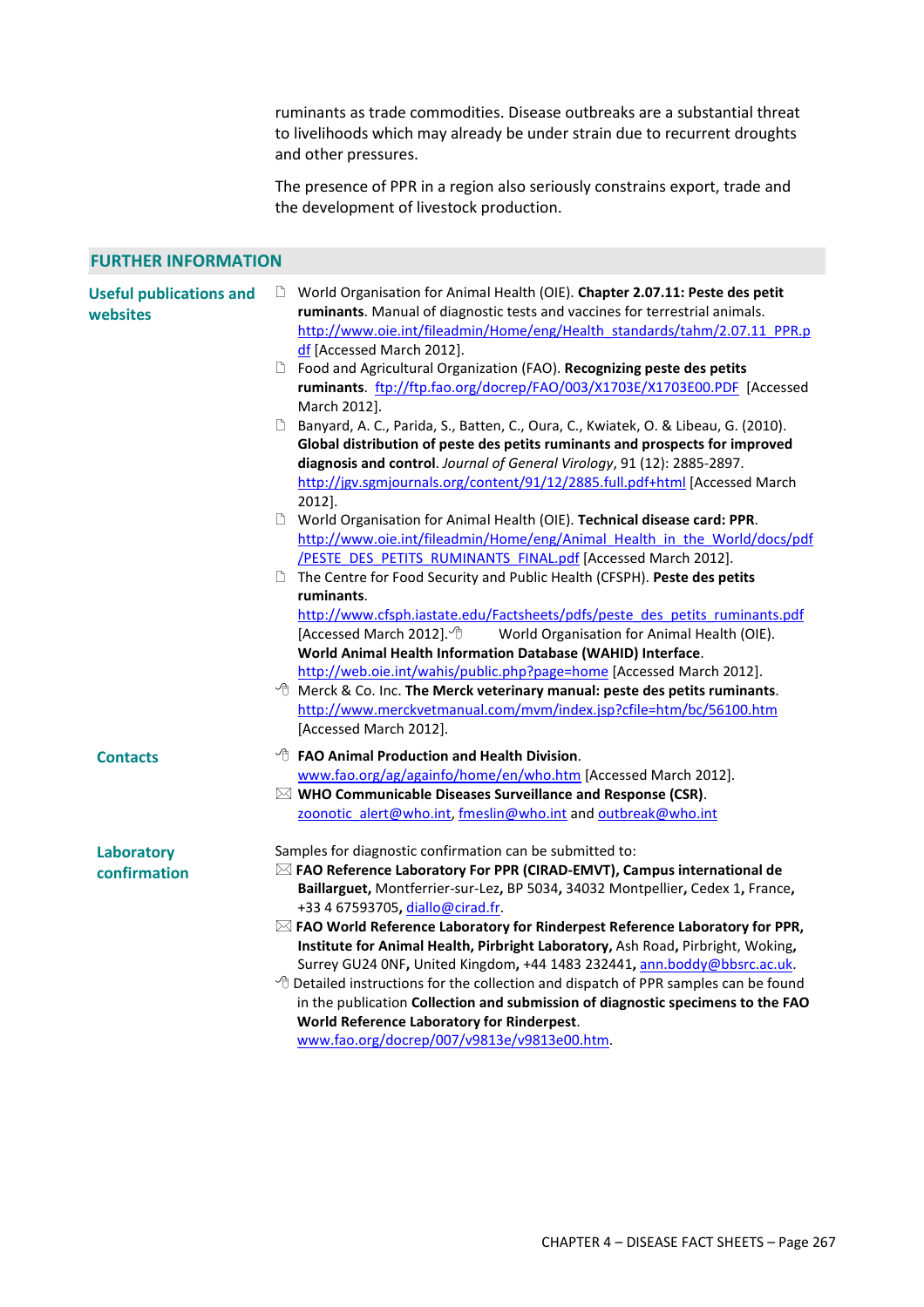ruminants as trade commodities. Disease outbreaks are a substantial threat to livelihoods which may already be under strain due to recurrent droughts and other pressures.

The presence of PPR in a region also seriously constrains export, trade and the development of livestock production.

## FURTHER INFORMATION

### Useful publications and websites

- World Organisation for Animal Health (OIE). **Chapter 2.07.11: Peste des petit ruminants**. Manual of diagnostic tests and vaccines for terrestrial animals. http://www.oie.int/fileadmin/Home/eng/Health_standards/tahm/2.07.11_PPR.pdf [Accessed March 2012].
- Food and Agricultural Organization (FAO). **Recognizing peste des petits ruminants**. ftp://ftp.fao.org/docrep/FAO/003/X1703E/X1703E00.PDF [Accessed March 2012].
- Banyard, A. C., Parida, S., Batten, C., Oura, C., Kwiatek, O. & Libeau, G. (2010). **Global distribution of peste des petits ruminants and prospects for improved diagnosis and control**. *Journal of General Virology*, 91 (12): 2885-2897. http://jgv.sgmjournals.org/content/91/12/2885.full.pdf+html [Accessed March 2012].
- World Organisation for Animal Health (OIE). **Technical disease card: PPR**. http://www.oie.int/fileadmin/Home/eng/Animal_Health_in_the_World/docs/pdf/PESTE_DES_PETITS_RUMINANTS_FINAL.pdf [Accessed March 2012].
- The Centre for Food Security and Public Health (CFSPH). **Peste des petits ruminants**. http://www.cfsph.iastate.edu/Factsheets/pdfs/peste_des_petits_ruminants.pdf [Accessed March 2012].
- World Organisation for Animal Health (OIE). **World Animal Health Information Database (WAHID) Interface**. http://web.oie.int/wahis/public.php?page=home [Accessed March 2012].
- Merck & Co. Inc. **The Merck veterinary manual: peste des petits ruminants**. http://www.merckvetmanual.com/mvm/index.jsp?cfile=htm/bc/56100.htm [Accessed March 2012].

### Contacts

- **FAO Animal Production and Health Division**. www.fao.org/ag/againfo/home/en/who.htm [Accessed March 2012].
- **WHO Communicable Diseases Surveillance and Response (CSR)**. zoonotic_alert@who.int, fmeslin@who.int and outbreak@who.int

### Laboratory confirmation

Samples for diagnostic confirmation can be submitted to:

- **FAO Reference Laboratory For PPR (CIRAD-EMVT), Campus international de Baillarguet,** Montferrier-sur-Lez, BP 5034, 34032 Montpellier**,** Cedex 1**,** France**,** +33 4 67593705**,** diallo@cirad.fr.
- **FAO World Reference Laboratory for Rinderpest Reference Laboratory for PPR, Institute for Animal Health, Pirbright Laboratory,** Ash Road, Pirbright, Woking, Surrey GU24 0NF, United Kingdom**,** +44 1483 232441, ann.boddy@bbsrc.ac.uk.
- Detailed instructions for the collection and dispatch of PPR samples can be found in the publication **Collection and submission of diagnostic specimens to the FAO World Reference Laboratory for Rinderpest**. www.fao.org/docrep/007/v9813e/v9813e00.htm.